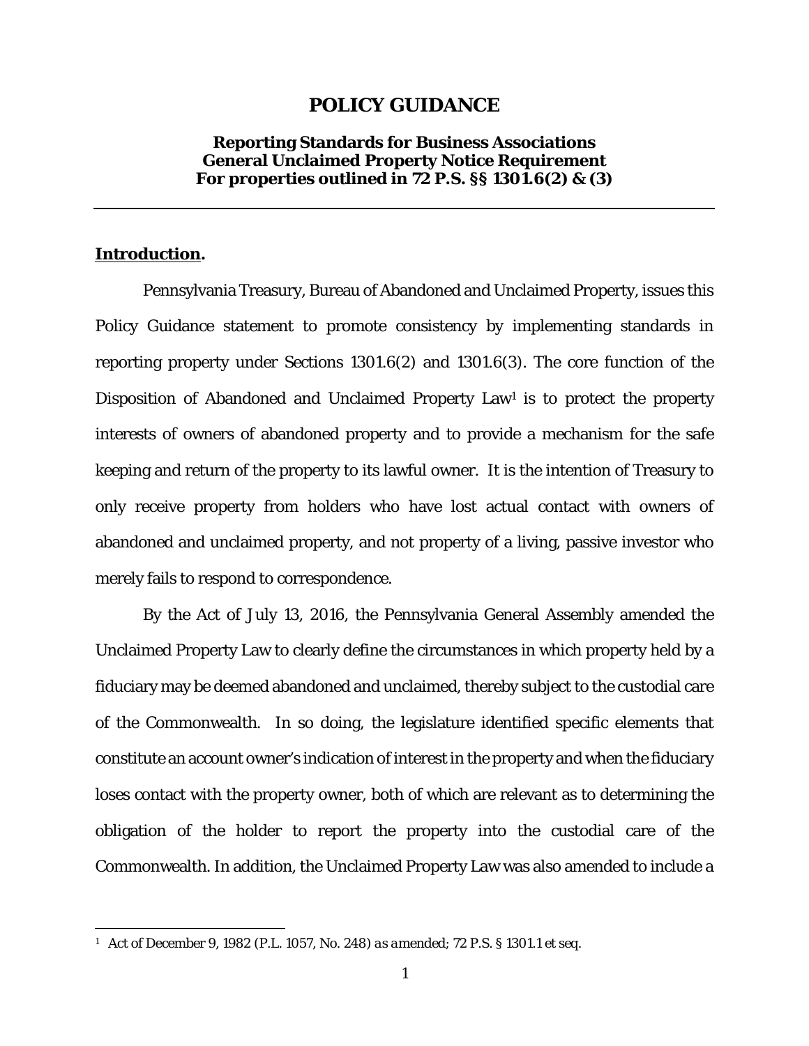# POLICY GUIDANCE

### Reporting Standards for Business Associations
### General Unclaimed Property Notice Requirement
### For properties outlined in 72 P.S. §§ 1301.6(2) & (3)

---

**Introduction.**

Pennsylvania Treasury, Bureau of Abandoned and Unclaimed Property, issues this Policy Guidance statement to promote consistency by implementing standards in reporting property under Sections 1301.6(2) and 1301.6(3). The core function of the Disposition of Abandoned and Unclaimed Property Law[1] is to protect the property interests of owners of abandoned property and to provide a mechanism for the safe keeping and return of the property to its lawful owner. It is the intention of Treasury to only receive property from holders who have lost actual contact with owners of abandoned and unclaimed property, and not property of a living, passive investor who merely fails to respond to correspondence.

By the Act of July 13, 2016, the Pennsylvania General Assembly amended the Unclaimed Property Law to clearly define the circumstances in which property held by a fiduciary may be deemed abandoned and unclaimed, thereby subject to the custodial care of the Commonwealth. In so doing, the legislature identified specific elements that constitute an account owner's indication of interest in the property and when the fiduciary loses contact with the property owner, both of which are relevant as to determining the obligation of the holder to report the property into the custodial care of the Commonwealth. In addition, the Unclaimed Property Law was also amended to include a

---

[1] Act of December 9, 1982 (P.L. 1057, No. 248) *as amended*; 72 P.S. § 1301.1 *et seq*.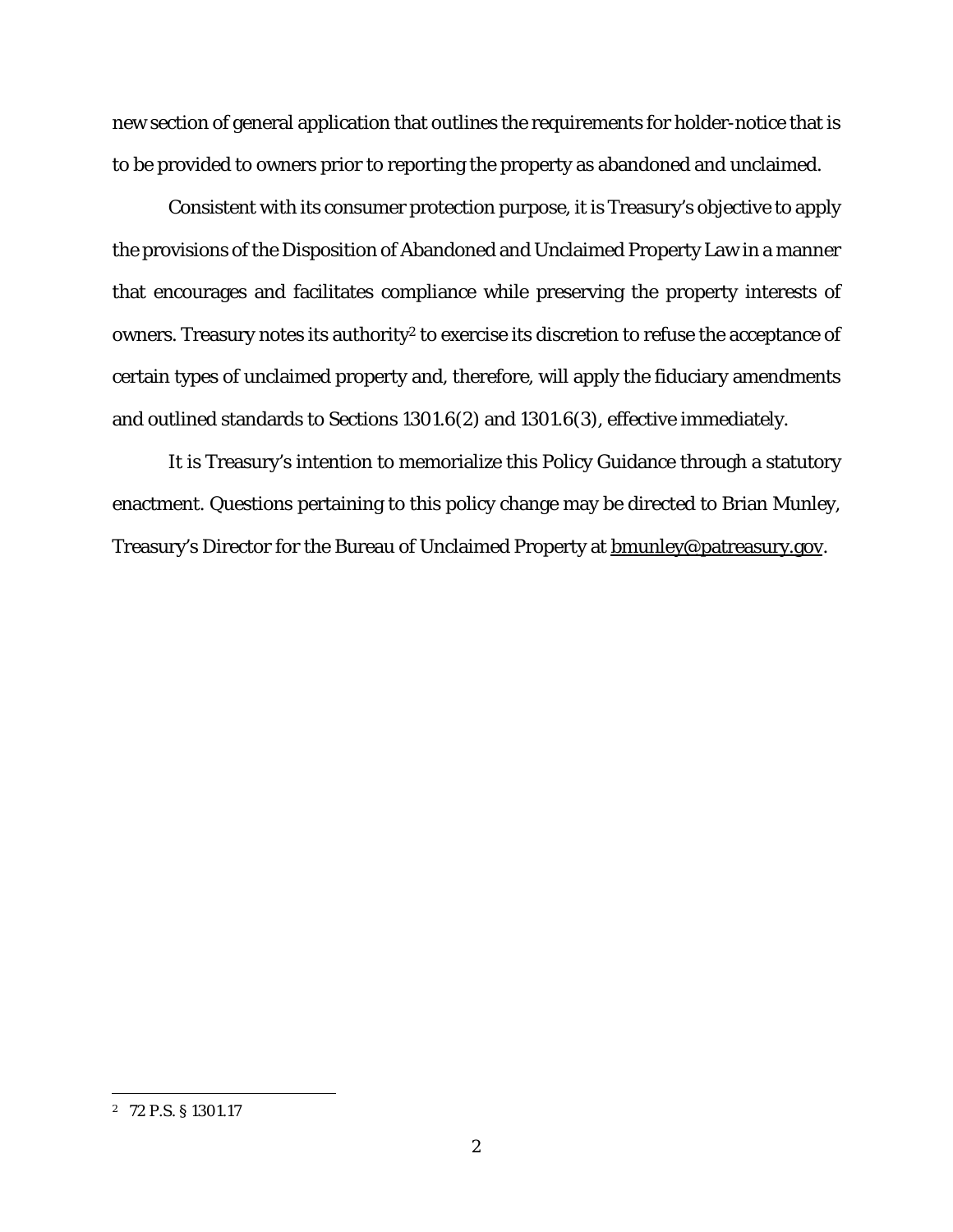new section of general application that outlines the requirements for holder-notice that is to be provided to owners prior to reporting the property as abandoned and unclaimed.

Consistent with its consumer protection purpose, it is Treasury's objective to apply the provisions of the Disposition of Abandoned and Unclaimed Property Law in a manner that encourages and facilitates compliance while preserving the property interests of owners. Treasury notes its authority[2] to exercise its discretion to refuse the acceptance of certain types of unclaimed property and, therefore, will apply the fiduciary amendments and outlined standards to Sections 1301.6(2) and 1301.6(3), effective immediately.

It is Treasury's intention to memorialize this Policy Guidance through a statutory enactment. Questions pertaining to this policy change may be directed to Brian Munley, Treasury's Director for the Bureau of Unclaimed Property at bmunley@patreasury.gov.

---

[2] 72 P.S. § 1301.17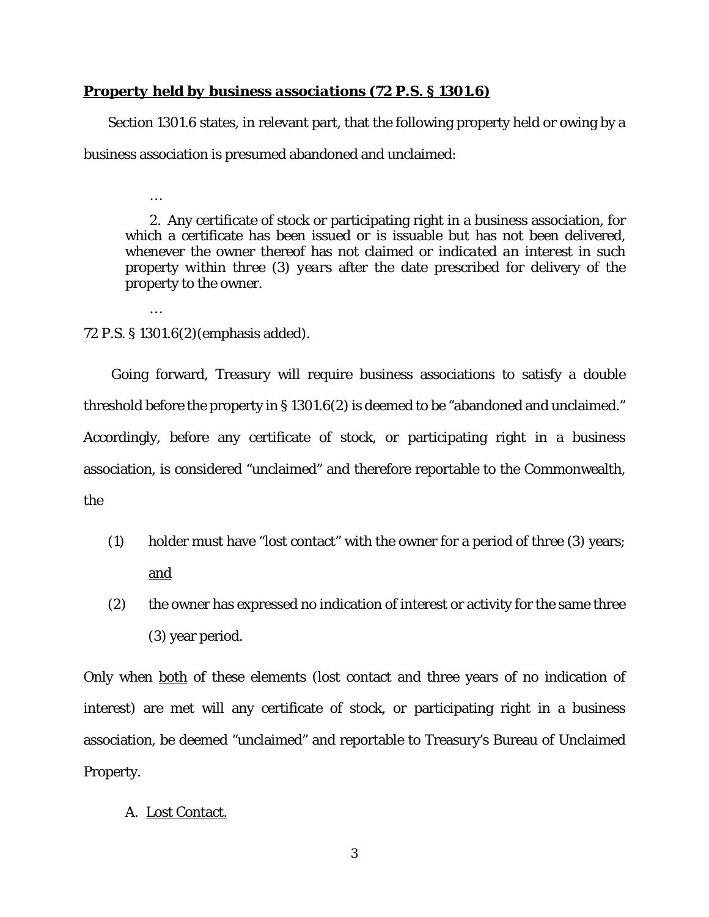***Property held by business associations (72 P.S. § 1301.6)***

Section 1301.6 states, in relevant part, that the following property held or owing by a business association is presumed abandoned and unclaimed:

> …
>
> 2. Any certificate of stock or participating right in a business association, for which a certificate has been issued or is issuable but has not been delivered, *whenever the owner thereof has not claimed or indicated an interest in such property within three (3) years* after the date prescribed for delivery of the property to the owner.
>
> …

72 P.S. § 1301.6(2)(emphasis added).

Going forward, Treasury will require business associations to satisfy a double threshold before the property in § 1301.6(2) is deemed to be "abandoned and unclaimed." Accordingly, before any certificate of stock, or participating right in a business association, is considered "unclaimed" and therefore reportable to the Commonwealth, the

(1) holder must have "lost contact" with the owner for a period of three (3) years; and

(2) the owner has expressed no indication of interest or activity for the same three (3) year period.

Only when both of these elements (lost contact and three years of no indication of interest) are met will any certificate of stock, or participating right in a business association, be deemed "unclaimed" and reportable to Treasury's Bureau of Unclaimed Property.

A. Lost Contact.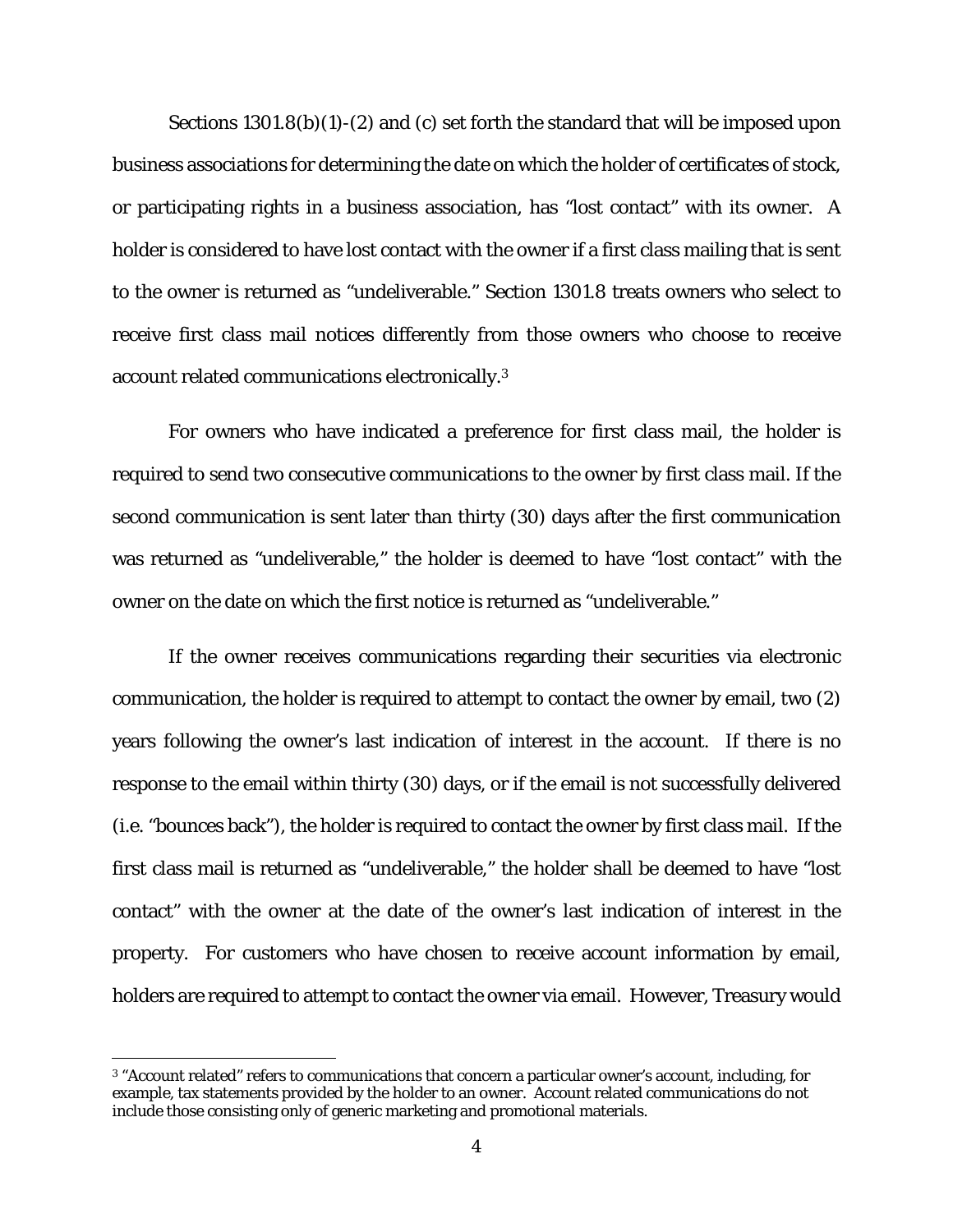Sections 1301.8(b)(1)-(2) and (c) set forth the standard that will be imposed upon business associations for determining the date on which the holder of certificates of stock, or participating rights in a business association, has "lost contact" with its owner. A holder is considered to have lost contact with the owner if a first class mailing that is sent to the owner is returned as "undeliverable." Section 1301.8 treats owners who select to receive first class mail notices differently from those owners who choose to receive account related communications electronically.[3]

For owners who have indicated a preference for first class mail, the holder is required to send two consecutive communications to the owner by first class mail. If the second communication is sent later than thirty (30) days after the first communication was returned as "undeliverable," the holder is deemed to have "lost contact" with the owner on the date on which the first notice is returned as "undeliverable."

If the owner receives communications regarding their securities via electronic communication, the holder is required to attempt to contact the owner by email, two (2) years following the owner's last indication of interest in the account. If there is no response to the email within thirty (30) days, or if the email is not successfully delivered (i.e. "bounces back"), the holder is required to contact the owner by first class mail. If the first class mail is returned as "undeliverable," the holder shall be deemed to have "lost contact" with the owner at the date of the owner's last indication of interest in the property. For customers who have chosen to receive account information by email, holders are required to attempt to contact the owner via email. However, Treasury would

[3] "Account related" refers to communications that concern a particular owner's account, including, for example, tax statements provided by the holder to an owner. Account related communications do not include those consisting only of generic marketing and promotional materials.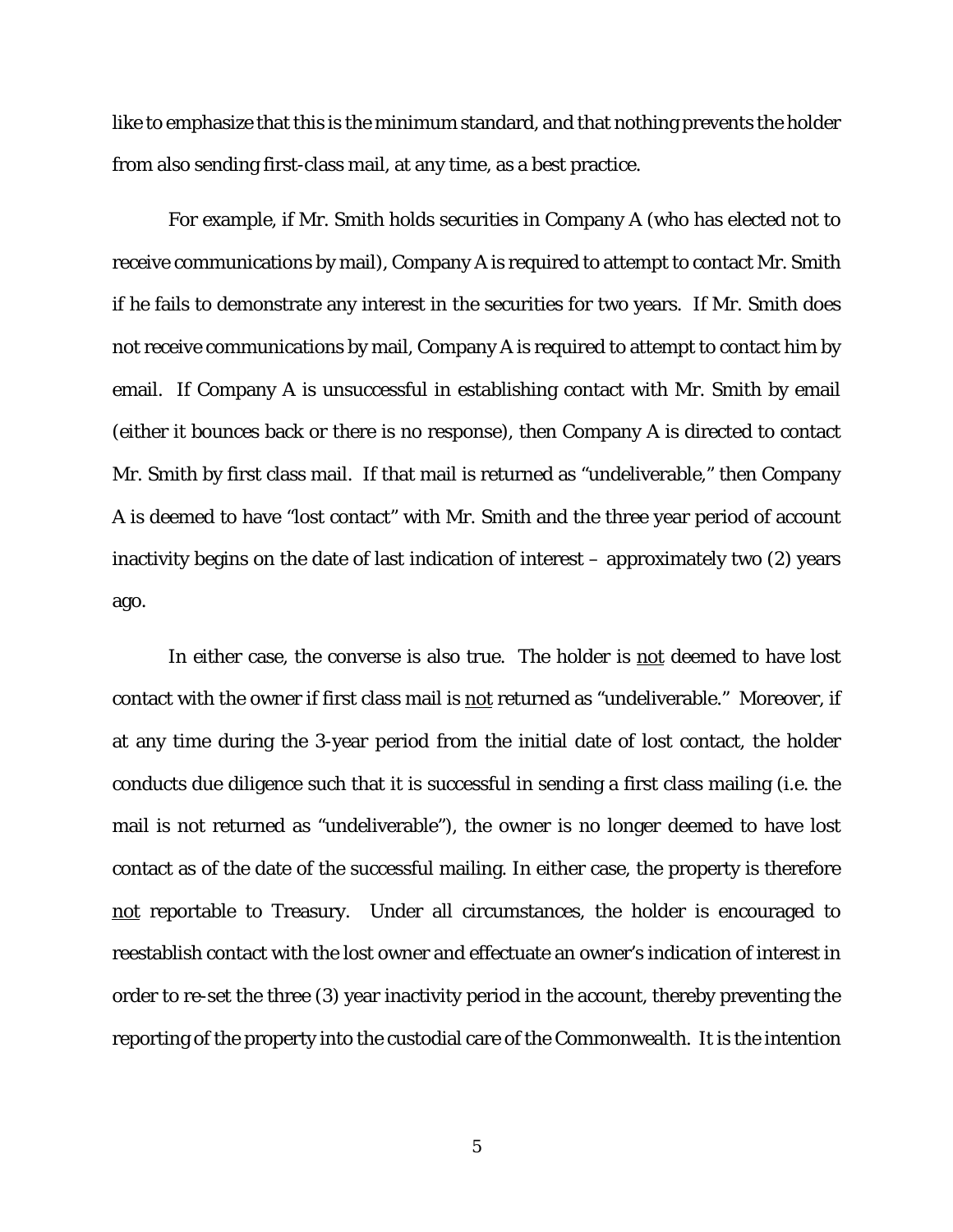like to emphasize that this is the minimum standard, and that nothing prevents the holder from also sending first-class mail, at any time, as a best practice.

For example, if Mr. Smith holds securities in Company A (who has elected not to receive communications by mail), Company A is required to attempt to contact Mr. Smith if he fails to demonstrate any interest in the securities for two years. If Mr. Smith does not receive communications by mail, Company A is required to attempt to contact him by email. If Company A is unsuccessful in establishing contact with Mr. Smith by email (either it bounces back or there is no response), then Company A is directed to contact Mr. Smith by first class mail. If that mail is returned as "undeliverable," then Company A is deemed to have "lost contact" with Mr. Smith and the three year period of account inactivity begins on the date of last indication of interest – approximately two (2) years ago.

In either case, the converse is also true. The holder is <u>not</u> deemed to have lost contact with the owner if first class mail is <u>not</u> returned as "undeliverable." Moreover, if at any time during the 3-year period from the initial date of lost contact, the holder conducts due diligence such that it is successful in sending a first class mailing (i.e. the mail is not returned as "undeliverable"), the owner is no longer deemed to have lost contact as of the date of the successful mailing. In either case, the property is therefore <u>not</u> reportable to Treasury. Under all circumstances, the holder is encouraged to reestablish contact with the lost owner and effectuate an owner's indication of interest in order to re-set the three (3) year inactivity period in the account, thereby preventing the reporting of the property into the custodial care of the Commonwealth. It is the intention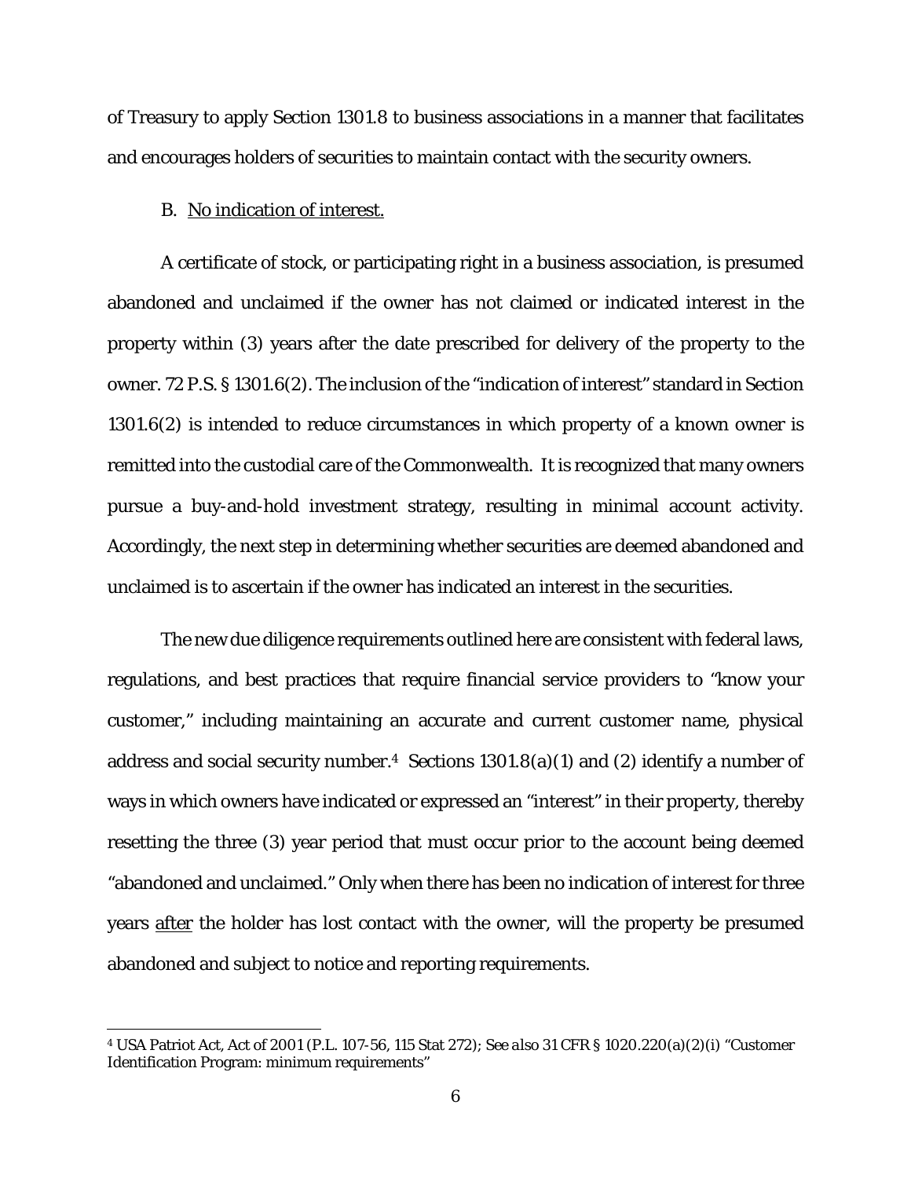of Treasury to apply Section 1301.8 to business associations in a manner that facilitates and encourages holders of securities to maintain contact with the security owners.

B. <u>No indication of interest.</u>

A certificate of stock, or participating right in a business association, is presumed abandoned and unclaimed if the owner has not claimed or indicated interest in the property within (3) years after the date prescribed for delivery of the property to the owner. 72 P.S. § 1301.6(2). The inclusion of the "indication of interest" standard in Section 1301.6(2) is intended to reduce circumstances in which property of a known owner is remitted into the custodial care of the Commonwealth. It is recognized that many owners pursue a buy-and-hold investment strategy, resulting in minimal account activity. Accordingly, the next step in determining whether securities are deemed abandoned and unclaimed is to ascertain if the owner has indicated an interest in the securities.

The new due diligence requirements outlined here are consistent with federal laws, regulations, and best practices that require financial service providers to "know your customer," including maintaining an accurate and current customer name, physical address and social security number.[4] Sections 1301.8(a)(1) and (2) identify a number of ways in which owners have indicated or expressed an "interest" in their property, thereby resetting the three (3) year period that must occur prior to the account being deemed "abandoned and unclaimed." Only when there has been no indication of interest for three years <u>after</u> the holder has lost contact with the owner, will the property be presumed abandoned and subject to notice and reporting requirements.

---

[4] USA Patriot Act, Act of 2001 (P.L. 107-56, 115 Stat 272); *See also* 31 CFR § 1020.220(a)(2)(i) "Customer Identification Program: minimum requirements"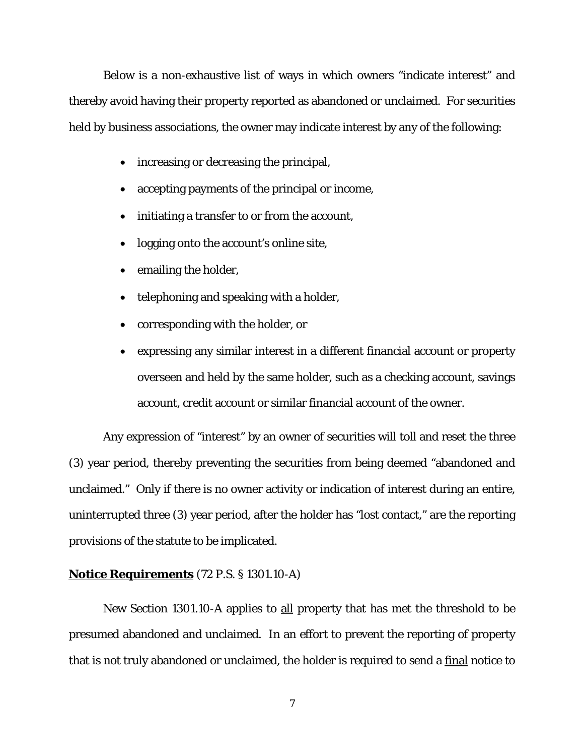Below is a non-exhaustive list of ways in which owners "indicate interest" and thereby avoid having their property reported as abandoned or unclaimed. For securities held by business associations, the owner may indicate interest by any of the following:

- increasing or decreasing the principal,
- accepting payments of the principal or income,
- initiating a transfer to or from the account,
- logging onto the account's online site,
- emailing the holder,
- telephoning and speaking with a holder,
- corresponding with the holder, or
- expressing any similar interest in a different financial account or property overseen and held by the same holder, such as a checking account, savings account, credit account or similar financial account of the owner.

Any expression of "interest" by an owner of securities will toll and reset the three (3) year period, thereby preventing the securities from being deemed "abandoned and unclaimed." Only if there is no owner activity or indication of interest during an entire, uninterrupted three (3) year period, after the holder has "lost contact," are the reporting provisions of the statute to be implicated.

**Notice Requirements** (72 P.S. § 1301.10-A)

New Section 1301.10-A applies to all property that has met the threshold to be presumed abandoned and unclaimed. In an effort to prevent the reporting of property that is not truly abandoned or unclaimed, the holder is required to send a final notice to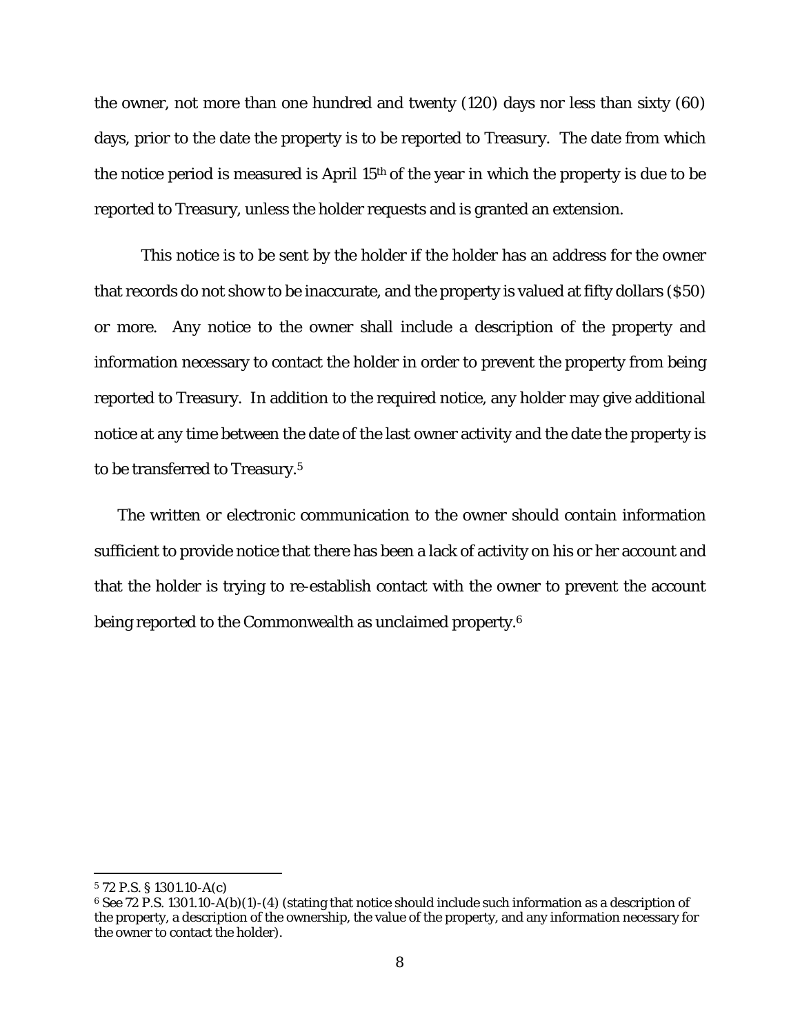the owner, not more than one hundred and twenty (120) days nor less than sixty (60) days, prior to the date the property is to be reported to Treasury. The date from which the notice period is measured is April 15th of the year in which the property is due to be reported to Treasury, unless the holder requests and is granted an extension.

This notice is to be sent by the holder if the holder has an address for the owner that records do not show to be inaccurate, and the property is valued at fifty dollars ($50) or more. Any notice to the owner shall include a description of the property and information necessary to contact the holder in order to prevent the property from being reported to Treasury. In addition to the required notice, any holder may give additional notice at any time between the date of the last owner activity and the date the property is to be transferred to Treasury.[5]

The written or electronic communication to the owner should contain information sufficient to provide notice that there has been a lack of activity on his or her account and that the holder is trying to re-establish contact with the owner to prevent the account being reported to the Commonwealth as unclaimed property.[6]

---

[5] 72 P.S. § 1301.10-A(c)

[6] See 72 P.S. 1301.10-A(b)(1)-(4) (stating that notice should include such information as a description of the property, a description of the ownership, the value of the property, and any information necessary for the owner to contact the holder).